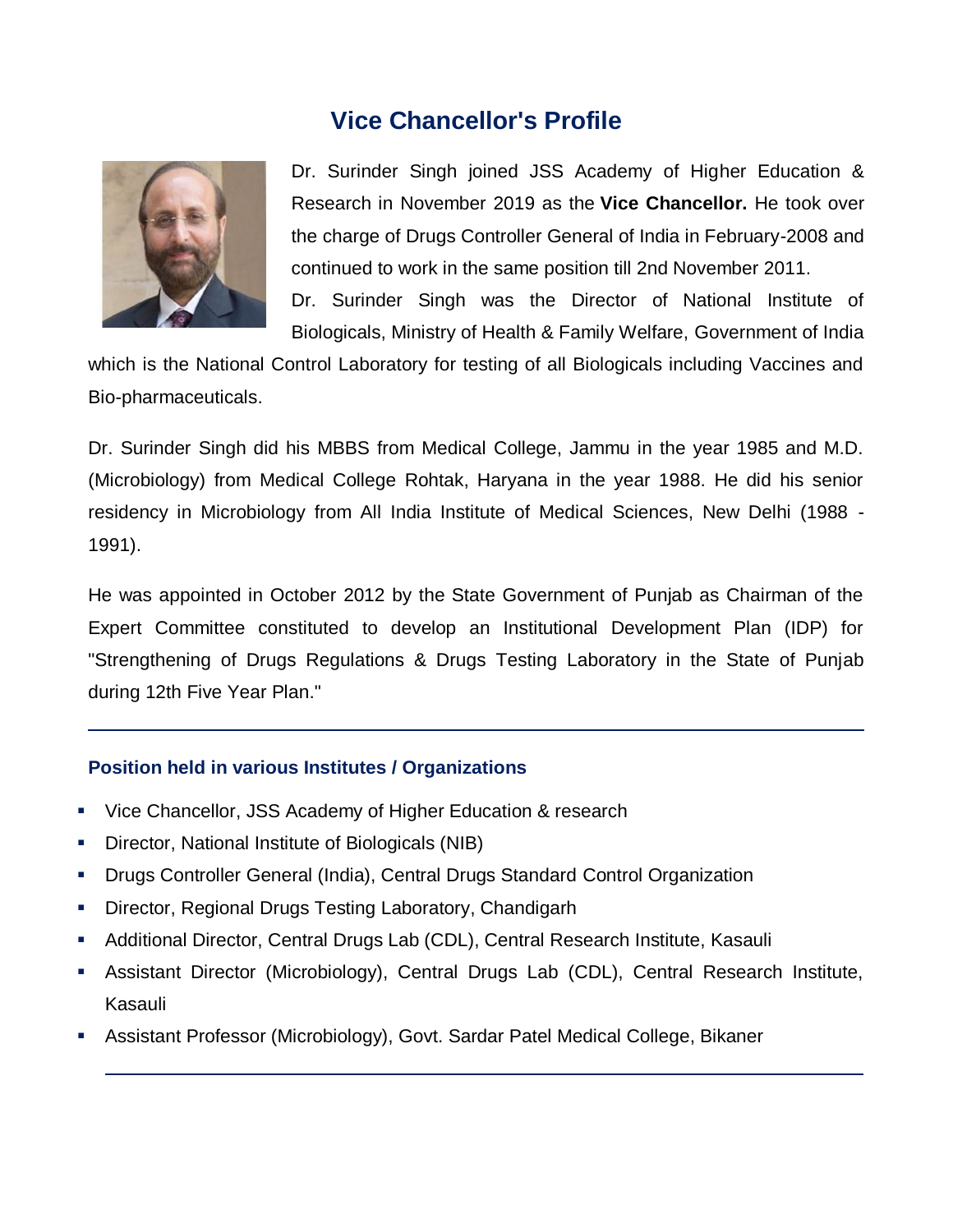# Vice Chancellor's Profile

Dr. Surinder Singh joined JSS Academy of Higher Education & Research in November 2019 as the **Vice Chancellor.** He took over the charge of Drugs Controller General of India in February-2008 and continued to work in the same position till 2nd November 2011.

Dr. Surinder Singh was the Director of National Institute of Biologicals, Ministry of Health & Family Welfare, Government of India which is the National Control Laboratory for testing of all Biologicals including Vaccines and Bio-pharmaceuticals.

Dr. Surinder Singh did his MBBS from Medical College, Jammu in the year 1985 and M.D. (Microbiology) from Medical College Rohtak, Haryana in the year 1988. He did his senior residency in Microbiology from All India Institute of Medical Sciences, New Delhi (1988 - 1991).

He was appointed in October 2012 by the State Government of Punjab as Chairman of the Expert Committee constituted to develop an Institutional Development Plan (IDP) for "Strengthening of Drugs Regulations & Drugs Testing Laboratory in the State of Punjab during 12th Five Year Plan."

---

### Position held in various Institutes / Organizations

- Vice Chancellor, JSS Academy of Higher Education & research
- Director, National Institute of Biologicals (NIB)
- Drugs Controller General (India), Central Drugs Standard Control Organization
- Director, Regional Drugs Testing Laboratory, Chandigarh
- Additional Director, Central Drugs Lab (CDL), Central Research Institute, Kasauli
- Assistant Director (Microbiology), Central Drugs Lab (CDL), Central Research Institute, Kasauli
- Assistant Professor (Microbiology), Govt. Sardar Patel Medical College, Bikaner

---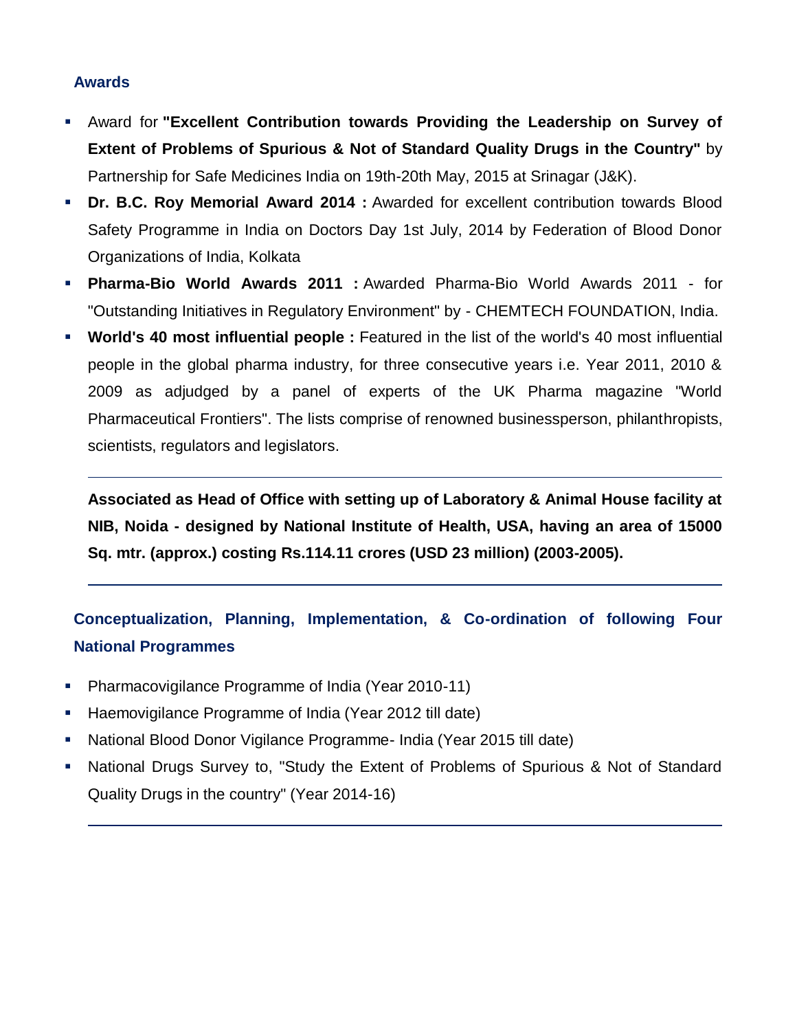## Awards

- Award for **"Excellent Contribution towards Providing the Leadership on Survey of Extent of Problems of Spurious & Not of Standard Quality Drugs in the Country"** by Partnership for Safe Medicines India on 19th-20th May, 2015 at Srinagar (J&K).
- **Dr. B.C. Roy Memorial Award 2014 :** Awarded for excellent contribution towards Blood Safety Programme in India on Doctors Day 1st July, 2014 by Federation of Blood Donor Organizations of India, Kolkata
- **Pharma-Bio World Awards 2011 :** Awarded Pharma-Bio World Awards 2011 - for "Outstanding Initiatives in Regulatory Environment" by - CHEMTECH FOUNDATION, India.
- **World's 40 most influential people :** Featured in the list of the world's 40 most influential people in the global pharma industry, for three consecutive years i.e. Year 2011, 2010 & 2009 as adjudged by a panel of experts of the UK Pharma magazine "World Pharmaceutical Frontiers". The lists comprise of renowned businessperson, philanthropists, scientists, regulators and legislators.

---

**Associated as Head of Office with setting up of Laboratory & Animal House facility at NIB, Noida - designed by National Institute of Health, USA, having an area of 15000 Sq. mtr. (approx.) costing Rs.114.11 crores (USD 23 million) (2003-2005).**

---

## Conceptualization, Planning, Implementation, & Co-ordination of following Four National Programmes

- Pharmacovigilance Programme of India (Year 2010-11)
- Haemovigilance Programme of India (Year 2012 till date)
- National Blood Donor Vigilance Programme- India (Year 2015 till date)
- National Drugs Survey to, "Study the Extent of Problems of Spurious & Not of Standard Quality Drugs in the country" (Year 2014-16)

---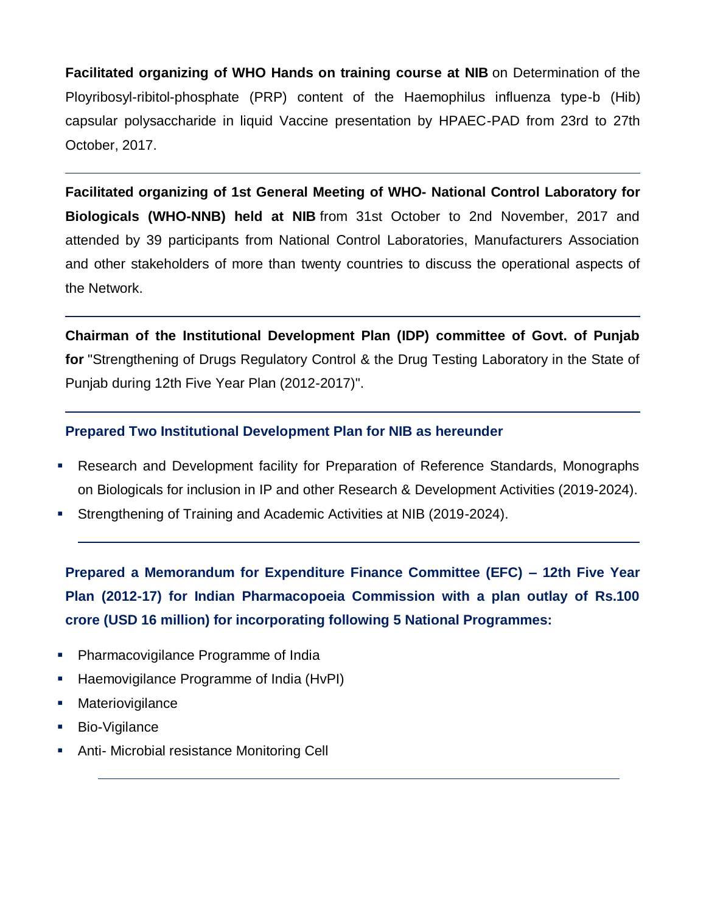**Facilitated organizing of WHO Hands on training course at NIB** on Determination of the Ployribosyl-ribitol-phosphate (PRP) content of the Haemophilus influenza type-b (Hib) capsular polysaccharide in liquid Vaccine presentation by HPAEC-PAD from 23rd to 27th October, 2017.

---

**Facilitated organizing of 1st General Meeting of WHO- National Control Laboratory for Biologicals (WHO-NNB) held at NIB** from 31st October to 2nd November, 2017 and attended by 39 participants from National Control Laboratories, Manufacturers Association and other stakeholders of more than twenty countries to discuss the operational aspects of the Network.

---

**Chairman of the Institutional Development Plan (IDP) committee of Govt. of Punjab for** "Strengthening of Drugs Regulatory Control & the Drug Testing Laboratory in the State of Punjab during 12th Five Year Plan (2012-2017)".

---

**Prepared Two Institutional Development Plan for NIB as hereunder**

- Research and Development facility for Preparation of Reference Standards, Monographs on Biologicals for inclusion in IP and other Research & Development Activities (2019-2024).
- Strengthening of Training and Academic Activities at NIB (2019-2024).

---

**Prepared a Memorandum for Expenditure Finance Committee (EFC) – 12th Five Year Plan (2012-17) for Indian Pharmacopoeia Commission with a plan outlay of Rs.100 crore (USD 16 million) for incorporating following 5 National Programmes:**

- Pharmacovigilance Programme of India
- Haemovigilance Programme of India (HvPI)
- Materiovigilance
- Bio-Vigilance
- Anti- Microbial resistance Monitoring Cell

---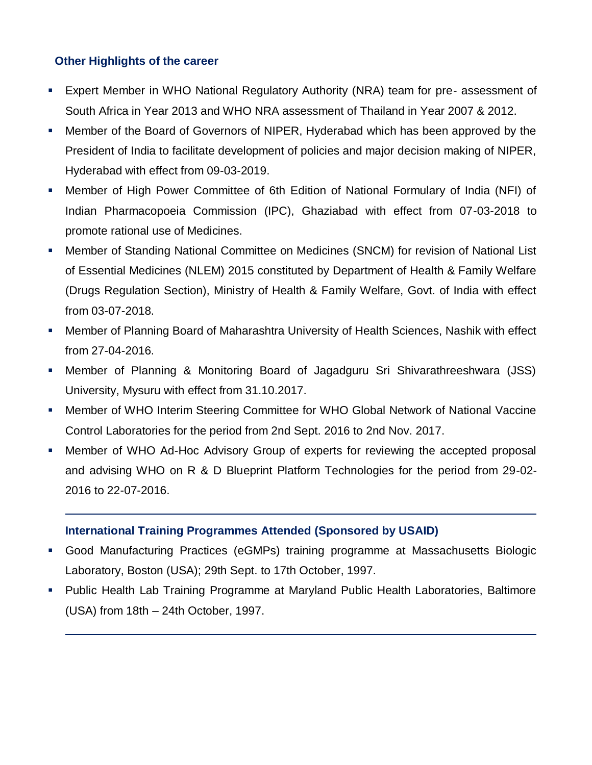## Other Highlights of the career

- Expert Member in WHO National Regulatory Authority (NRA) team for pre- assessment of South Africa in Year 2013 and WHO NRA assessment of Thailand in Year 2007 & 2012.
- Member of the Board of Governors of NIPER, Hyderabad which has been approved by the President of India to facilitate development of policies and major decision making of NIPER, Hyderabad with effect from 09-03-2019.
- Member of High Power Committee of 6th Edition of National Formulary of India (NFI) of Indian Pharmacopoeia Commission (IPC), Ghaziabad with effect from 07-03-2018 to promote rational use of Medicines.
- Member of Standing National Committee on Medicines (SNCM) for revision of National List of Essential Medicines (NLEM) 2015 constituted by Department of Health & Family Welfare (Drugs Regulation Section), Ministry of Health & Family Welfare, Govt. of India with effect from 03-07-2018.
- Member of Planning Board of Maharashtra University of Health Sciences, Nashik with effect from 27-04-2016.
- Member of Planning & Monitoring Board of Jagadguru Sri Shivarathreeshwara (JSS) University, Mysuru with effect from 31.10.2017.
- Member of WHO Interim Steering Committee for WHO Global Network of National Vaccine Control Laboratories for the period from 2nd Sept. 2016 to 2nd Nov. 2017.
- Member of WHO Ad-Hoc Advisory Group of experts for reviewing the accepted proposal and advising WHO on R & D Blueprint Platform Technologies for the period from 29-02-2016 to 22-07-2016.

---

## International Training Programmes Attended (Sponsored by USAID)

- Good Manufacturing Practices (eGMPs) training programme at Massachusetts Biologic Laboratory, Boston (USA); 29th Sept. to 17th October, 1997.
- Public Health Lab Training Programme at Maryland Public Health Laboratories, Baltimore (USA) from 18th – 24th October, 1997.

---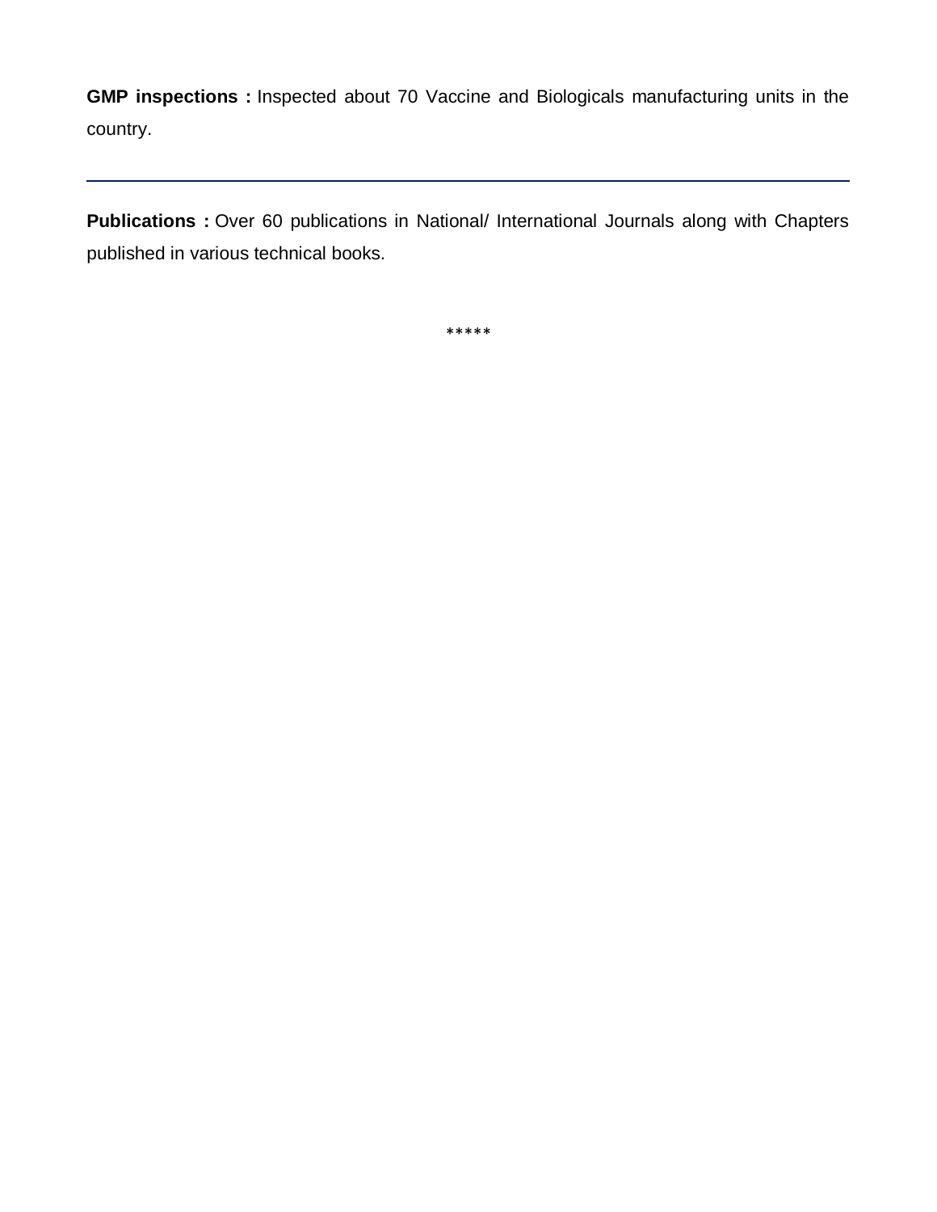**GMP inspections :** Inspected about 70 Vaccine and Biologicals manufacturing units in the country.

---

**Publications :** Over 60 publications in National/ International Journals along with Chapters published in various technical books.

*****